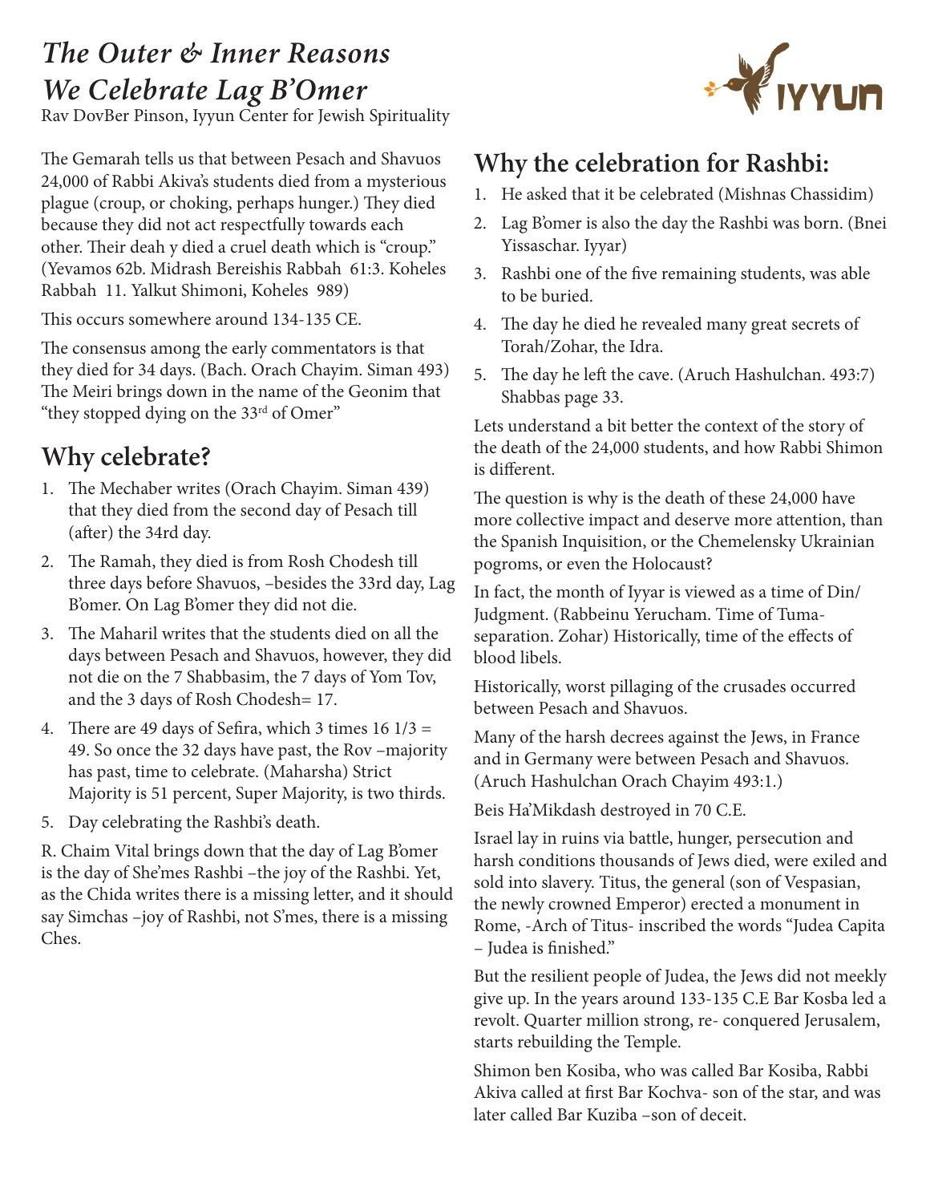# *The Outer & Inner Reasons We Celebrate Lag B'Omer*

Rav DovBer Pinson, Iyyun Center for Jewish Spirituality

The Gemarah tells us that between Pesach and Shavuos 24,000 of Rabbi Akiva's students died from a mysterious plague (croup, or choking, perhaps hunger.) They died because they did not act respectfully towards each other. Their deah y died a cruel death which is "croup." (Yevamos 62b. Midrash Bereishis Rabbah 61:3. Koheles Rabbah 11. Yalkut Shimoni, Koheles 989)

This occurs somewhere around 134-135 CE.

The consensus among the early commentators is that they died for 34 days. (Bach. Orach Chayim. Siman 493) The Meiri brings down in the name of the Geonim that "they stopped dying on the 33rd of Omer"

## Why celebrate?

1. The Mechaber writes (Orach Chayim. Siman 439) that they died from the second day of Pesach till (after) the 34rd day.
2. The Ramah, they died is from Rosh Chodesh till three days before Shavuos, –besides the 33rd day, Lag B'omer. On Lag B'omer they did not die.
3. The Maharil writes that the students died on all the days between Pesach and Shavuos, however, they did not die on the 7 Shabbasim, the 7 days of Yom Tov, and the 3 days of Rosh Chodesh= 17.
4. There are 49 days of Sefira, which 3 times 16 1/3 = 49. So once the 32 days have past, the Rov –majority has past, time to celebrate. (Maharsha) Strict Majority is 51 percent, Super Majority, is two thirds.
5. Day celebrating the Rashbi's death.

R. Chaim Vital brings down that the day of Lag B'omer is the day of She'mes Rashbi –the joy of the Rashbi. Yet, as the Chida writes there is a missing letter, and it should say Simchas –joy of Rashbi, not S'mes, there is a missing Ches.

## Why the celebration for Rashbi:

1. He asked that it be celebrated (Mishnas Chassidim)
2. Lag B'omer is also the day the Rashbi was born. (Bnei Yissaschar. Iyyar)
3. Rashbi one of the five remaining students, was able to be buried.
4. The day he died he revealed many great secrets of Torah/Zohar, the Idra.
5. The day he left the cave. (Aruch Hashulchan. 493:7) Shabbas page 33.

Lets understand a bit better the context of the story of the death of the 24,000 students, and how Rabbi Shimon is different.

The question is why is the death of these 24,000 have more collective impact and deserve more attention, than the Spanish Inquisition, or the Chemelensky Ukrainian pogroms, or even the Holocaust?

In fact, the month of Iyyar is viewed as a time of Din/Judgment. (Rabbeinu Yerucham. Time of Tuma-separation. Zohar) Historically, time of the effects of blood libels.

Historically, worst pillaging of the crusades occurred between Pesach and Shavuos.

Many of the harsh decrees against the Jews, in France and in Germany were between Pesach and Shavuos. (Aruch Hashulchan Orach Chayim 493:1.)

Beis Ha'Mikdash destroyed in 70 C.E.

Israel lay in ruins via battle, hunger, persecution and harsh conditions thousands of Jews died, were exiled and sold into slavery. Titus, the general (son of Vespasian, the newly crowned Emperor) erected a monument in Rome, -Arch of Titus- inscribed the words "Judea Capita – Judea is finished."

But the resilient people of Judea, the Jews did not meekly give up. In the years around 133-135 C.E Bar Kosba led a revolt. Quarter million strong, re- conquered Jerusalem, starts rebuilding the Temple.

Shimon ben Kosiba, who was called Bar Kosiba, Rabbi Akiva called at first Bar Kochva- son of the star, and was later called Bar Kuziba –son of deceit.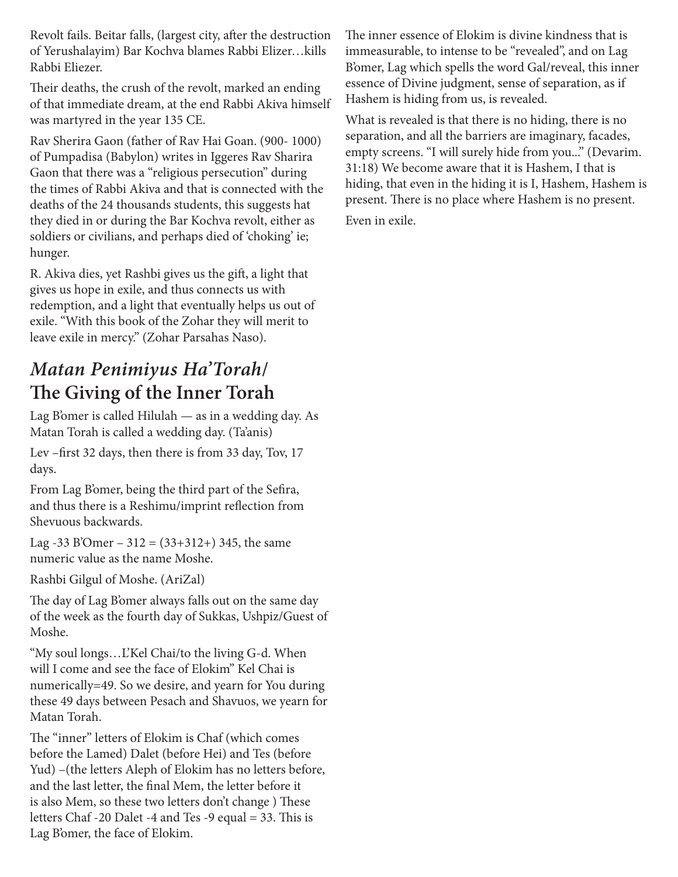Revolt fails. Beitar falls, (largest city, after the destruction of Yerushalayim) Bar Kochva blames Rabbi Elizer…kills Rabbi Eliezer.

Their deaths, the crush of the revolt, marked an ending of that immediate dream, at the end Rabbi Akiva himself was martyred in the year 135 CE.

Rav Sherira Gaon (father of Rav Hai Goan. (900- 1000) of Pumpadisa (Babylon) writes in Iggeres Rav Sharira Gaon that there was a "religious persecution" during the times of Rabbi Akiva and that is connected with the deaths of the 24 thousands students, this suggests hat they died in or during the Bar Kochva revolt, either as soldiers or civilians, and perhaps died of 'choking' ie; hunger.

R. Akiva dies, yet Rashbi gives us the gift, a light that gives us hope in exile, and thus connects us with redemption, and a light that eventually helps us out of exile. "With this book of the Zohar they will merit to leave exile in mercy." (Zohar Parsahas Naso).

## *Matan Penimiyus Ha'Torah*/ The Giving of the Inner Torah

Lag B'omer is called Hilulah — as in a wedding day. As Matan Torah is called a wedding day. (Ta'anis)

Lev –first 32 days, then there is from 33 day, Tov, 17 days.

From Lag B'omer, being the third part of the Sefira, and thus there is a Reshimu/imprint reflection from Shevuous backwards.

Lag -33 B'Omer – 312 = (33+312+) 345, the same numeric value as the name Moshe.

Rashbi Gilgul of Moshe. (AriZal)

The day of Lag B'omer always falls out on the same day of the week as the fourth day of Sukkas, Ushpiz/Guest of Moshe.

"My soul longs…L'Kel Chai/to the living G-d. When will I come and see the face of Elokim" Kel Chai is numerically=49. So we desire, and yearn for You during these 49 days between Pesach and Shavuos, we yearn for Matan Torah.

The "inner" letters of Elokim is Chaf (which comes before the Lamed) Dalet (before Hei) and Tes (before Yud) –(the letters Aleph of Elokim has no letters before, and the last letter, the final Mem, the letter before it is also Mem, so these two letters don't change ) These letters Chaf -20 Dalet -4 and Tes -9 equal = 33. This is Lag B'omer, the face of Elokim.

The inner essence of Elokim is divine kindness that is immeasurable, to intense to be "revealed", and on Lag B'omer, Lag which spells the word Gal/reveal, this inner essence of Divine judgment, sense of separation, as if Hashem is hiding from us, is revealed.

What is revealed is that there is no hiding, there is no separation, and all the barriers are imaginary, facades, empty screens. "I will surely hide from you..." (Devarim. 31:18) We become aware that it is Hashem, I that is hiding, that even in the hiding it is I, Hashem, Hashem is present. There is no place where Hashem is no present.

Even in exile.